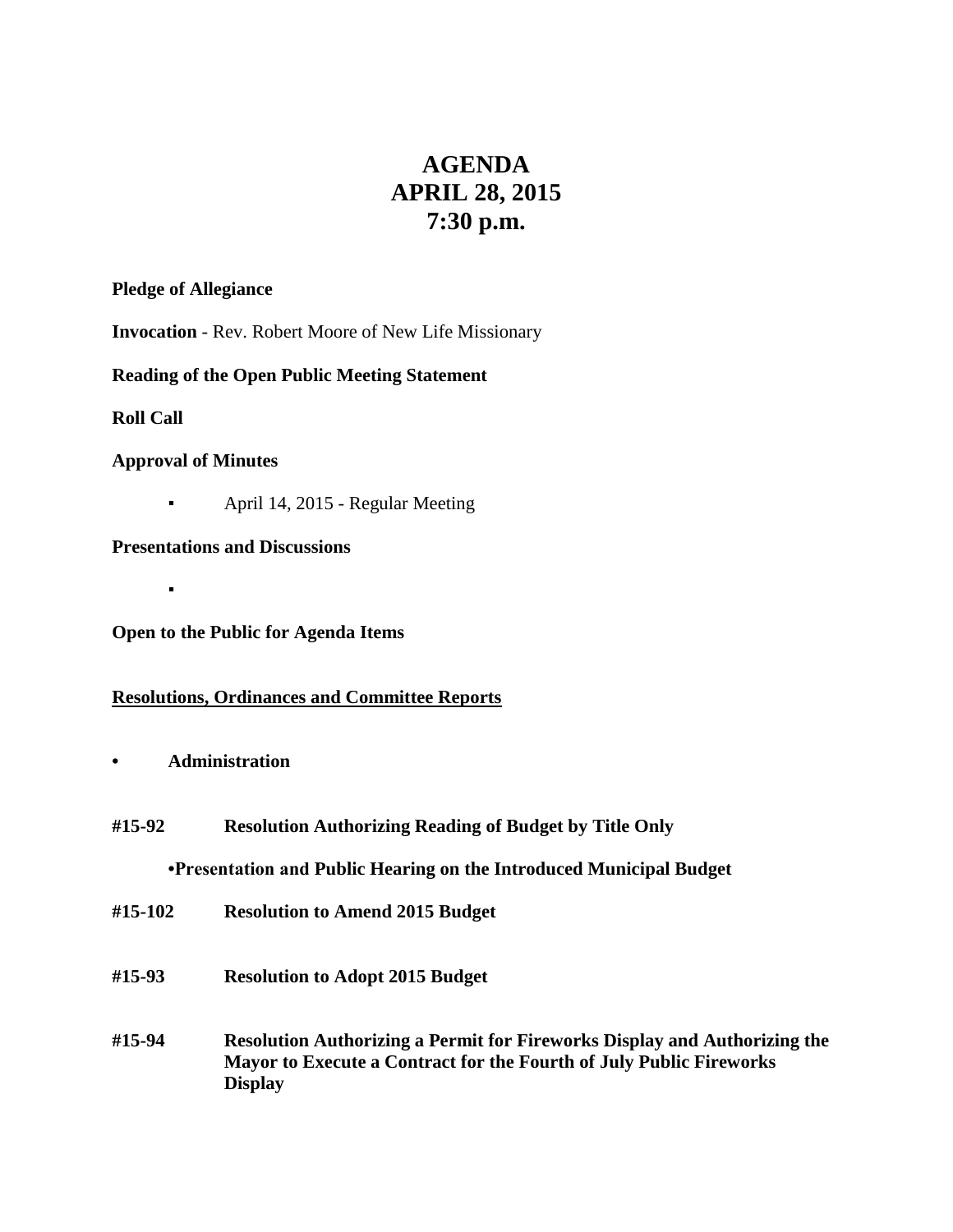# AGENDA
# APRIL 28, 2015
# 7:30 p.m.

**Pledge of Allegiance**

**Invocation** - Rev. Robert Moore of New Life Missionary

**Reading of the Open Public Meeting Statement**

**Roll Call**

**Approval of Minutes**

- April 14, 2015 - Regular Meeting

**Presentations and Discussions**

- 

**Open to the Public for Agenda Items**

**<u>Resolutions, Ordinances and Committee Reports</u>**

- **Administration**

**#15-92** **Resolution Authorizing Reading of Budget by Title Only**

**•Presentation and Public Hearing on the Introduced Municipal Budget**

**#15-102** **Resolution to Amend 2015 Budget**

**#15-93** **Resolution to Adopt 2015 Budget**

**#15-94** **Resolution Authorizing a Permit for Fireworks Display and Authorizing the Mayor to Execute a Contract for the Fourth of July Public Fireworks Display**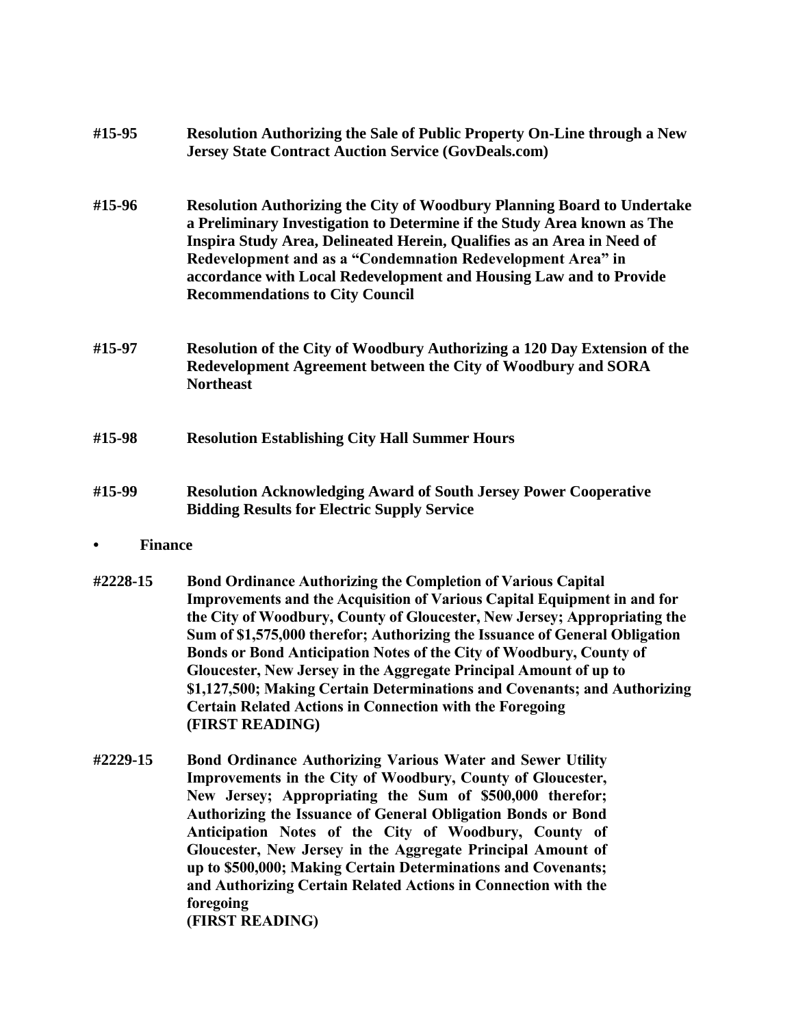**#15-95** **Resolution Authorizing the Sale of Public Property On-Line through a New Jersey State Contract Auction Service (GovDeals.com)**

**#15-96** **Resolution Authorizing the City of Woodbury Planning Board to Undertake a Preliminary Investigation to Determine if the Study Area known as The Inspira Study Area, Delineated Herein, Qualifies as an Area in Need of Redevelopment and as a "Condemnation Redevelopment Area" in accordance with Local Redevelopment and Housing Law and to Provide Recommendations to City Council**

**#15-97** **Resolution of the City of Woodbury Authorizing a 120 Day Extension of the Redevelopment Agreement between the City of Woodbury and SORA Northeast**

**#15-98** **Resolution Establishing City Hall Summer Hours**

**#15-99** **Resolution Acknowledging Award of South Jersey Power Cooperative Bidding Results for Electric Supply Service**

- **Finance**

**#2228-15** **Bond Ordinance Authorizing the Completion of Various Capital Improvements and the Acquisition of Various Capital Equipment in and for the City of Woodbury, County of Gloucester, New Jersey; Appropriating the Sum of $1,575,000 therefor; Authorizing the Issuance of General Obligation Bonds or Bond Anticipation Notes of the City of Woodbury, County of Gloucester, New Jersey in the Aggregate Principal Amount of up to $1,127,500; Making Certain Determinations and Covenants; and Authorizing Certain Related Actions in Connection with the Foregoing**
**(FIRST READING)**

**#2229-15** **Bond Ordinance Authorizing Various Water and Sewer Utility Improvements in the City of Woodbury, County of Gloucester, New Jersey; Appropriating the Sum of $500,000 therefor; Authorizing the Issuance of General Obligation Bonds or Bond Anticipation Notes of the City of Woodbury, County of Gloucester, New Jersey in the Aggregate Principal Amount of up to $500,000; Making Certain Determinations and Covenants; and Authorizing Certain Related Actions in Connection with the foregoing**
**(FIRST READING)**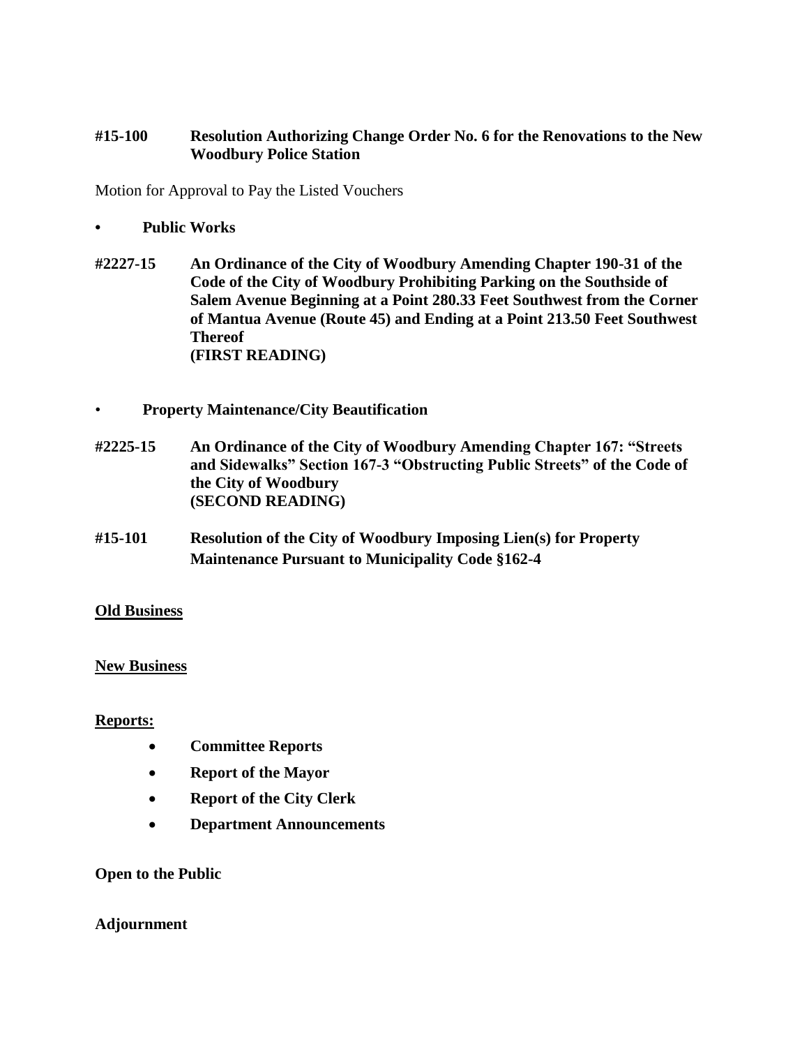**#15-100 Resolution Authorizing Change Order No. 6 for the Renovations to the New Woodbury Police Station**

Motion for Approval to Pay the Listed Vouchers

- **Public Works**

**#2227-15 An Ordinance of the City of Woodbury Amending Chapter 190-31 of the Code of the City of Woodbury Prohibiting Parking on the Southside of Salem Avenue Beginning at a Point 280.33 Feet Southwest from the Corner of Mantua Avenue (Route 45) and Ending at a Point 213.50 Feet Southwest Thereof**
**(FIRST READING)**

- **Property Maintenance/City Beautification**

**#2225-15 An Ordinance of the City of Woodbury Amending Chapter 167: "Streets and Sidewalks" Section 167-3 "Obstructing Public Streets" of the Code of the City of Woodbury**
**(SECOND READING)**

**#15-101 Resolution of the City of Woodbury Imposing Lien(s) for Property Maintenance Pursuant to Municipality Code §162-4**

**Old Business**

**New Business**

**Reports:**

- **Committee Reports**
- **Report of the Mayor**
- **Report of the City Clerk**
- **Department Announcements**

**Open to the Public**

**Adjournment**